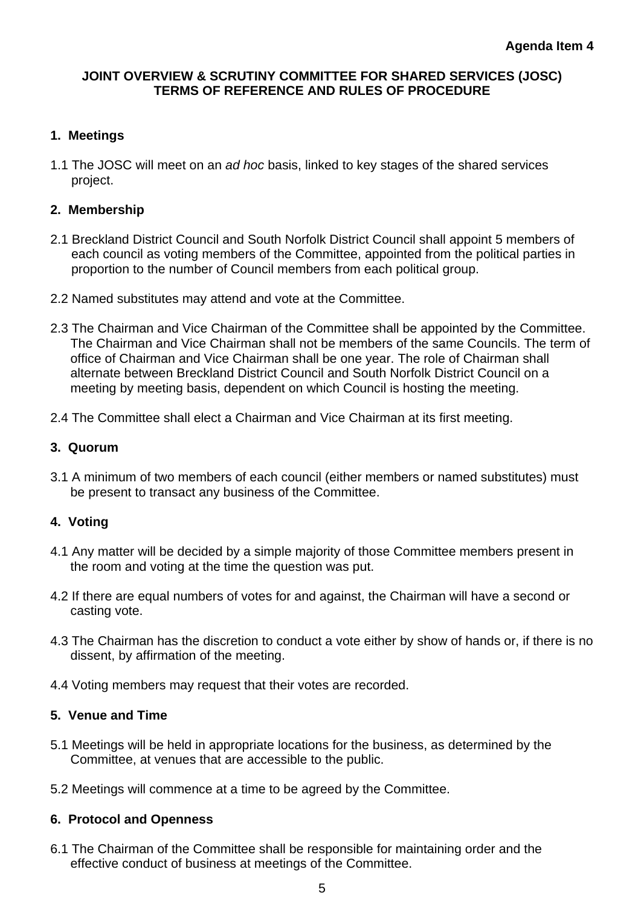**Agenda Item 4**

# JOINT OVERVIEW & SCRUTINY COMMITTEE FOR SHARED SERVICES (JOSC) TERMS OF REFERENCE AND RULES OF PROCEDURE

## 1. Meetings

1.1 The JOSC will meet on an *ad hoc* basis, linked to key stages of the shared services project.

## 2. Membership

2.1 Breckland District Council and South Norfolk District Council shall appoint 5 members of each council as voting members of the Committee, appointed from the political parties in proportion to the number of Council members from each political group.

2.2 Named substitutes may attend and vote at the Committee.

2.3 The Chairman and Vice Chairman of the Committee shall be appointed by the Committee. The Chairman and Vice Chairman shall not be members of the same Councils. The term of office of Chairman and Vice Chairman shall be one year. The role of Chairman shall alternate between Breckland District Council and South Norfolk District Council on a meeting by meeting basis, dependent on which Council is hosting the meeting.

2.4 The Committee shall elect a Chairman and Vice Chairman at its first meeting.

## 3. Quorum

3.1 A minimum of two members of each council (either members or named substitutes) must be present to transact any business of the Committee.

## 4. Voting

4.1 Any matter will be decided by a simple majority of those Committee members present in the room and voting at the time the question was put.

4.2 If there are equal numbers of votes for and against, the Chairman will have a second or casting vote.

4.3 The Chairman has the discretion to conduct a vote either by show of hands or, if there is no dissent, by affirmation of the meeting.

4.4 Voting members may request that their votes are recorded.

## 5. Venue and Time

5.1 Meetings will be held in appropriate locations for the business, as determined by the Committee, at venues that are accessible to the public.

5.2 Meetings will commence at a time to be agreed by the Committee.

## 6. Protocol and Openness

6.1 The Chairman of the Committee shall be responsible for maintaining order and the effective conduct of business at meetings of the Committee.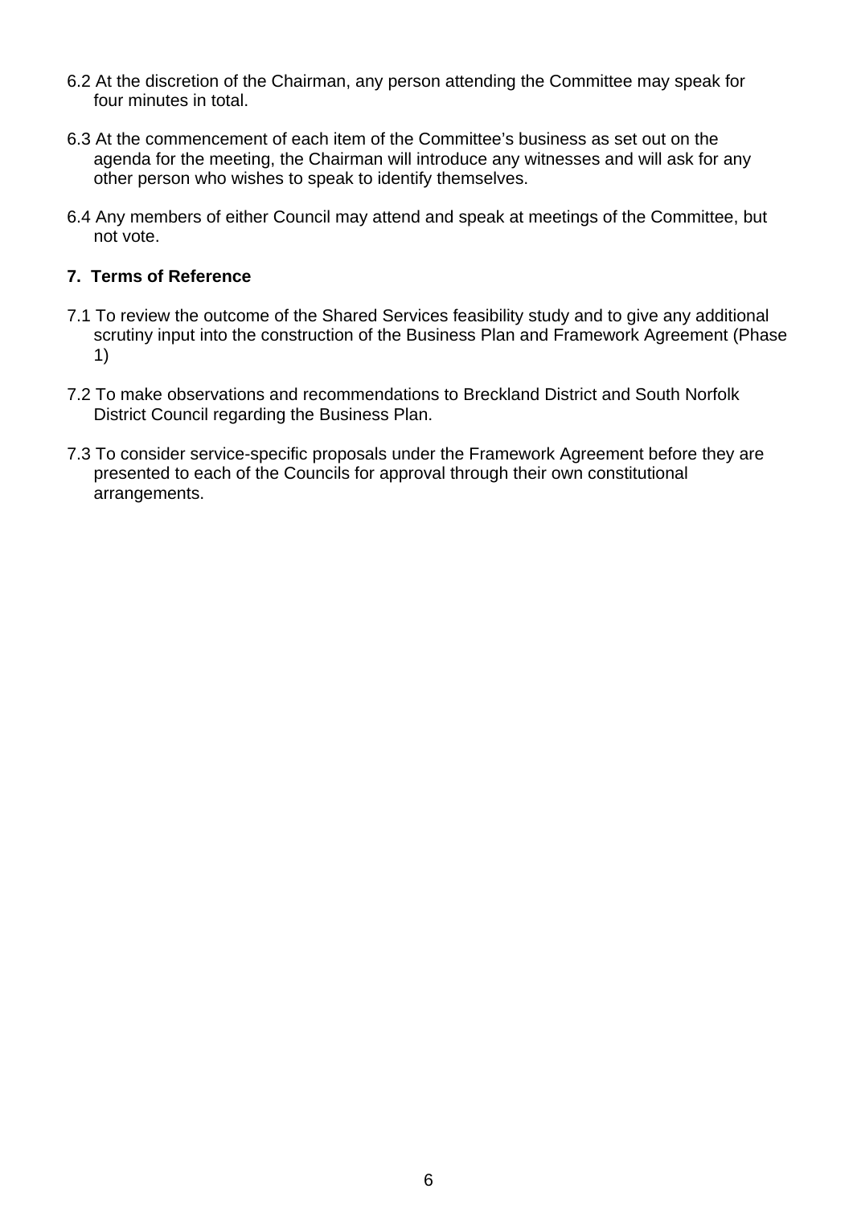6.2 At the discretion of the Chairman, any person attending the Committee may speak for four minutes in total.

6.3 At the commencement of each item of the Committee's business as set out on the agenda for the meeting, the Chairman will introduce any witnesses and will ask for any other person who wishes to speak to identify themselves.

6.4 Any members of either Council may attend and speak at meetings of the Committee, but not vote.

## 7. Terms of Reference

7.1 To review the outcome of the Shared Services feasibility study and to give any additional scrutiny input into the construction of the Business Plan and Framework Agreement (Phase 1)

7.2 To make observations and recommendations to Breckland District and South Norfolk District Council regarding the Business Plan.

7.3 To consider service-specific proposals under the Framework Agreement before they are presented to each of the Councils for approval through their own constitutional arrangements.